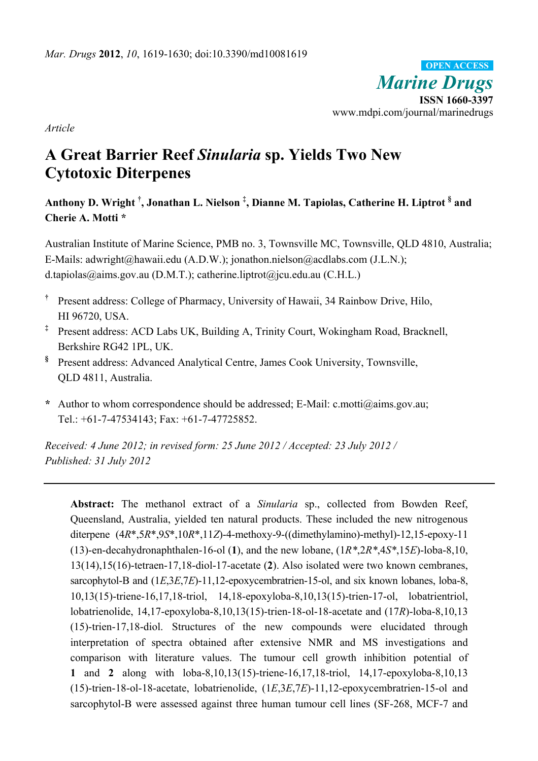*Mar. Drugs* **2012**, *10*, 1619-1630; doi:10.3390/md10081619

OPEN ACCESS

*Marine Drugs*

**ISSN 1660-3397**

www.mdpi.com/journal/marinedrugs

*Article*

# A Great Barrier Reef *Sinularia* sp. Yields Two New Cytotoxic Diterpenes

**Anthony D. Wright [†], Jonathan L. Nielson [‡], Dianne M. Tapiolas, Catherine H. Liptrot [§] and Cherie A. Motti ***

Australian Institute of Marine Science, PMB no. 3, Townsville MC, Townsville, QLD 4810, Australia; E-Mails: adwright@hawaii.edu (A.D.W.); jonathon.nielson@acdlabs.com (J.L.N.); d.tapiolas@aims.gov.au (D.M.T.); catherine.liptrot@jcu.edu.au (C.H.L.)

[†] Present address: College of Pharmacy, University of Hawaii, 34 Rainbow Drive, Hilo, HI 96720, USA.

[‡] Present address: ACD Labs UK, Building A, Trinity Court, Wokingham Road, Bracknell, Berkshire RG42 1PL, UK.

[§] Present address: Advanced Analytical Centre, James Cook University, Townsville, QLD 4811, Australia.

**\*** Author to whom correspondence should be addressed; E-Mail: c.motti@aims.gov.au; Tel.: +61-7-47534143; Fax: +61-7-47725852.

*Received: 4 June 2012; in revised form: 25 June 2012 / Accepted: 23 July 2012 / Published: 31 July 2012*

---

**Abstract:** The methanol extract of a *Sinularia* sp., collected from Bowden Reef, Queensland, Australia, yielded ten natural products. These included the new nitrogenous diterpene (4*R*\*,5*R*\*,9*S*\*,10*R*\*,11*Z*)-4-methoxy-9-((dimethylamino)-methyl)-12,15-epoxy-11(13)-en-decahydronaphthalen-16-ol (**1**), and the new lobane, (1*R*\*,2*R*\*,4*S*\*,15*E*)-loba-8,10,13(14),15(16)-tetraen-17,18-diol-17-acetate (**2**). Also isolated were two known cembranes, sarcophytol-B and (1*E*,3*E*,7*E*)-11,12-epoxycembratrien-15-ol, and six known lobanes, loba-8,10,13(15)-triene-16,17,18-triol, 14,18-epoxyloba-8,10,13(15)-trien-17-ol, lobatrientriol, lobatrienolide, 14,17-epoxyloba-8,10,13(15)-trien-18-ol-18-acetate and (17*R*)-loba-8,10,13(15)-trien-17,18-diol. Structures of the new compounds were elucidated through interpretation of spectra obtained after extensive NMR and MS investigations and comparison with literature values. The tumour cell growth inhibition potential of **1** and **2** along with loba-8,10,13(15)-triene-16,17,18-triol, 14,17-epoxyloba-8,10,13(15)-trien-18-ol-18-acetate, lobatrienolide, (1*E*,3*E*,7*E*)-11,12-epoxycembratrien-15-ol and sarcophytol-B were assessed against three human tumour cell lines (SF-268, MCF-7 and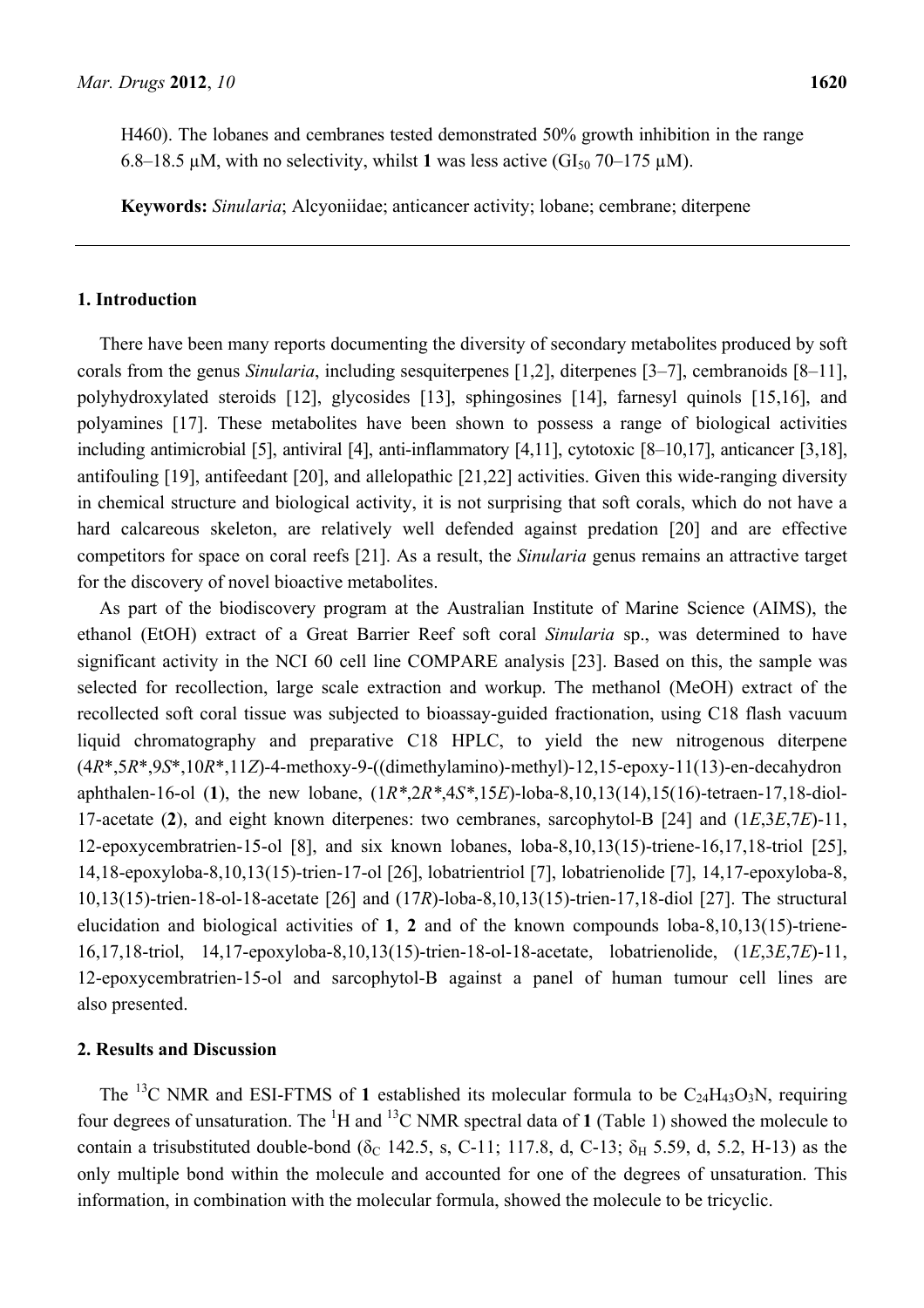H460). The lobanes and cembranes tested demonstrated 50% growth inhibition in the range 6.8–18.5 µM, with no selectivity, whilst **1** was less active ($GI_{50}$ 70–175 µM).

**Keywords:** *Sinularia*; Alcyoniidae; anticancer activity; lobane; cembrane; diterpene

## 1. Introduction

There have been many reports documenting the diversity of secondary metabolites produced by soft corals from the genus *Sinularia*, including sesquiterpenes [1,2], diterpenes [3–7], cembranoids [8–11], polyhydroxylated steroids [12], glycosides [13], sphingosines [14], farnesyl quinols [15,16], and polyamines [17]. These metabolites have been shown to possess a range of biological activities including antimicrobial [5], antiviral [4], anti-inflammatory [4,11], cytotoxic [8–10,17], anticancer [3,18], antifouling [19], antifeedant [20], and allelopathic [21,22] activities. Given this wide-ranging diversity in chemical structure and biological activity, it is not surprising that soft corals, which do not have a hard calcareous skeleton, are relatively well defended against predation [20] and are effective competitors for space on coral reefs [21]. As a result, the *Sinularia* genus remains an attractive target for the discovery of novel bioactive metabolites.

As part of the biodiscovery program at the Australian Institute of Marine Science (AIMS), the ethanol (EtOH) extract of a Great Barrier Reef soft coral *Sinularia* sp., was determined to have significant activity in the NCI 60 cell line COMPARE analysis [23]. Based on this, the sample was selected for recollection, large scale extraction and workup. The methanol (MeOH) extract of the recollected soft coral tissue was subjected to bioassay-guided fractionation, using C18 flash vacuum liquid chromatography and preparative C18 HPLC, to yield the new nitrogenous diterpene (4*R*\*,5*R*\*,9*S*\*,10*R*\*,11*Z*)-4-methoxy-9-((dimethylamino)-methyl)-12,15-epoxy-11(13)-en-decahydronaphthalen-16-ol (**1**), the new lobane, (1*R*\*,2*R*\*,4*S*\*,15*E*)-loba-8,10,13(14),15(16)-tetraen-17,18-diol-17-acetate (**2**), and eight known diterpenes: two cembranes, sarcophytol-B [24] and (1*E*,3*E*,7*E*)-11,12-epoxycembratrien-15-ol [8], and six known lobanes, loba-8,10,13(15)-triene-16,17,18-triol [25], 14,18-epoxyloba-8,10,13(15)-trien-17-ol [26], lobatrientriol [7], lobatrienolide [7], 14,17-epoxyloba-8,10,13(15)-trien-18-ol-18-acetate [26] and (17*R*)-loba-8,10,13(15)-trien-17,18-diol [27]. The structural elucidation and biological activities of **1**, **2** and of the known compounds loba-8,10,13(15)-triene-16,17,18-triol, 14,17-epoxyloba-8,10,13(15)-trien-18-ol-18-acetate, lobatrienolide, (1*E*,3*E*,7*E*)-11,12-epoxycembratrien-15-ol and sarcophytol-B against a panel of human tumour cell lines are also presented.

## 2. Results and Discussion

The $^{13}C$ NMR and ESI-FTMS of **1** established its molecular formula to be $C_{24}H_{43}O_3N$, requiring four degrees of unsaturation. The $^1H$ and $^{13}C$ NMR spectral data of **1** (Table 1) showed the molecule to contain a trisubstituted double-bond ($\delta_C$ 142.5, s, C-11; 117.8, d, C-13; $\delta_H$ 5.59, d, 5.2, H-13) as the only multiple bond within the molecule and accounted for one of the degrees of unsaturation. This information, in combination with the molecular formula, showed the molecule to be tricyclic.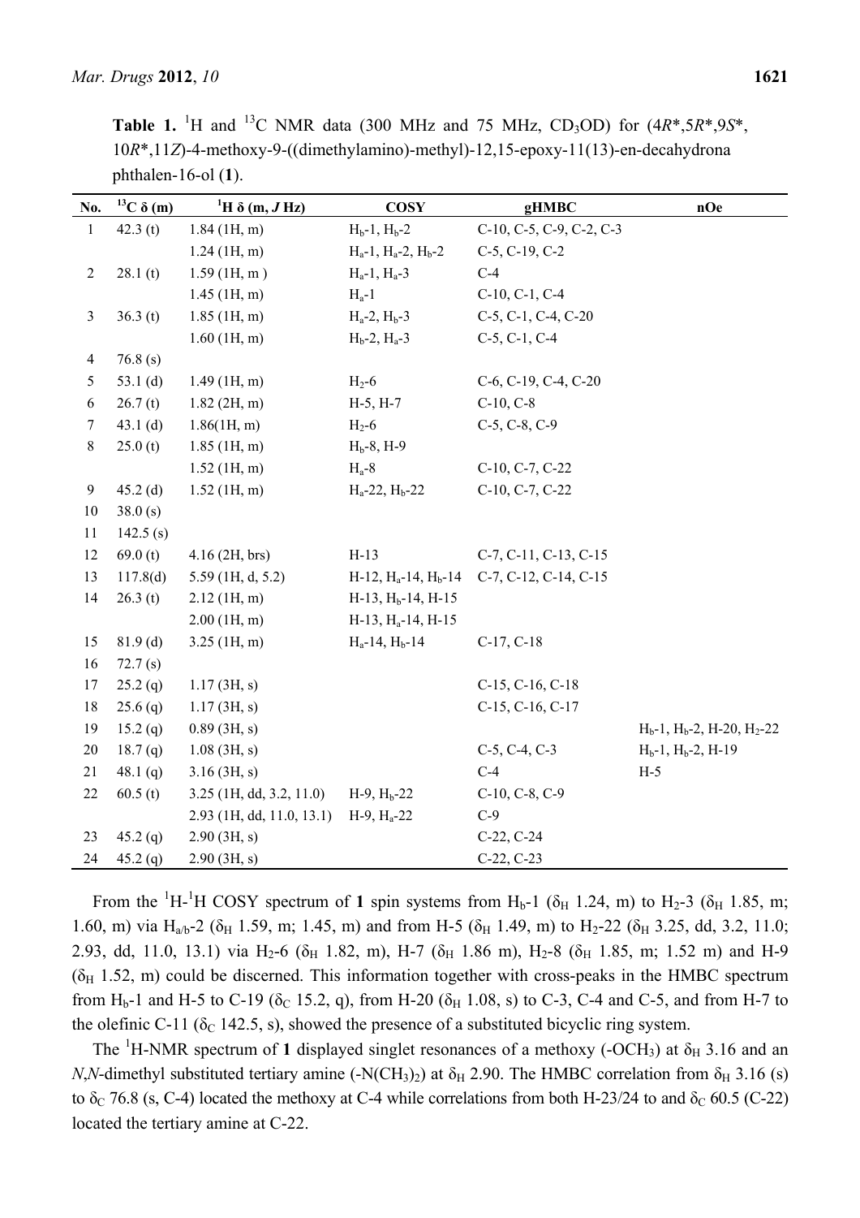**Table 1.** $^{1}H$ and $^{13}C$ NMR data (300 MHz and 75 MHz, $CD_3OD$) for (4$R$\*,5$R$\*,9$S$\*, 10$R$\*,11$Z$)-4-methoxy-9-((dimethylamino)-methyl)-12,15-epoxy-11(13)-en-decahydronaphthalen-16-ol (**1**).

| No. | $^{13}C$ δ (m) | $^{1}H$ δ (m, $J$ Hz) | COSY | gHMBC | nOe |
|---|---|---|---|---|---|
| 1 | 42.3 (t) | 1.84 (1H, m) | $H_b$-1, $H_b$-2 | C-10, C-5, C-9, C-2, C-3 | |
| | | 1.24 (1H, m) | $H_a$-1, $H_a$-2, $H_b$-2 | C-5, C-19, C-2 | |
| 2 | 28.1 (t) | 1.59 (1H, m ) | $H_a$-1, $H_a$-3 | C-4 | |
| | | 1.45 (1H, m) | $H_a$-1 | C-10, C-1, C-4 | |
| 3 | 36.3 (t) | 1.85 (1H, m) | $H_a$-2, $H_b$-3 | C-5, C-1, C-4, C-20 | |
| | | 1.60 (1H, m) | $H_b$-2, $H_a$-3 | C-5, C-1, C-4 | |
| 4 | 76.8 (s) | | | | |
| 5 | 53.1 (d) | 1.49 (1H, m) | $H_2$-6 | C-6, C-19, C-4, C-20 | |
| 6 | 26.7 (t) | 1.82 (2H, m) | H-5, H-7 | C-10, C-8 | |
| 7 | 43.1 (d) | 1.86(1H, m) | $H_2$-6 | C-5, C-8, C-9 | |
| 8 | 25.0 (t) | 1.85 (1H, m) | $H_b$-8, H-9 | | |
| | | 1.52 (1H, m) | $H_a$-8 | C-10, C-7, C-22 | |
| 9 | 45.2 (d) | 1.52 (1H, m) | $H_a$-22, $H_b$-22 | C-10, C-7, C-22 | |
| 10 | 38.0 (s) | | | | |
| 11 | 142.5 (s) | | | | |
| 12 | 69.0 (t) | 4.16 (2H, brs) | H-13 | C-7, C-11, C-13, C-15 | |
| 13 | 117.8(d) | 5.59 (1H, d, 5.2) | H-12, $H_a$-14, $H_b$-14 | C-7, C-12, C-14, C-15 | |
| 14 | 26.3 (t) | 2.12 (1H, m) | H-13, $H_b$-14, H-15 | | |
| | | 2.00 (1H, m) | H-13, $H_a$-14, H-15 | | |
| 15 | 81.9 (d) | 3.25 (1H, m) | $H_a$-14, $H_b$-14 | C-17, C-18 | |
| 16 | 72.7 (s) | | | | |
| 17 | 25.2 (q) | 1.17 (3H, s) | | C-15, C-16, C-18 | |
| 18 | 25.6 (q) | 1.17 (3H, s) | | C-15, C-16, C-17 | |
| 19 | 15.2 (q) | 0.89 (3H, s) | | | $H_b$-1, $H_b$-2, H-20, $H_2$-22 |
| 20 | 18.7 (q) | 1.08 (3H, s) | | C-5, C-4, C-3 | $H_b$-1, $H_b$-2, H-19 |
| 21 | 48.1 (q) | 3.16 (3H, s) | | C-4 | H-5 |
| 22 | 60.5 (t) | 3.25 (1H, dd, 3.2, 11.0) | H-9, $H_b$-22 | C-10, C-8, C-9 | |
| | | 2.93 (1H, dd, 11.0, 13.1) | H-9, $H_a$-22 | C-9 | |
| 23 | 45.2 (q) | 2.90 (3H, s) | | C-22, C-24 | |
| 24 | 45.2 (q) | 2.90 (3H, s) | | C-22, C-23 | |

From the $^{1}H$-$^{1}H$ COSY spectrum of **1** spin systems from $H_b$-1 ($\delta_H$ 1.24, m) to $H_2$-3 ($\delta_H$ 1.85, m; 1.60, m) via $H_{a/b}$-2 ($\delta_H$ 1.59, m; 1.45, m) and from H-5 ($\delta_H$ 1.49, m) to $H_2$-22 ($\delta_H$ 3.25, dd, 3.2, 11.0; 2.93, dd, 11.0, 13.1) via $H_2$-6 ($\delta_H$ 1.82, m), H-7 ($\delta_H$ 1.86 m), $H_2$-8 ($\delta_H$ 1.85, m; 1.52 m) and H-9 ($\delta_H$ 1.52, m) could be discerned. This information together with cross-peaks in the HMBC spectrum from $H_b$-1 and H-5 to C-19 ($\delta_C$ 15.2, q), from H-20 ($\delta_H$ 1.08, s) to C-3, C-4 and C-5, and from H-7 to the olefinic C-11 ($\delta_C$ 142.5, s), showed the presence of a substituted bicyclic ring system.

The $^{1}H$-NMR spectrum of **1** displayed singlet resonances of a methoxy ($-OCH_3$) at $\delta_H$ 3.16 and an $N$,$N$-dimethyl substituted tertiary amine ($-N(CH_3)_2$) at $\delta_H$ 2.90. The HMBC correlation from $\delta_H$ 3.16 (s) to $\delta_C$ 76.8 (s, C-4) located the methoxy at C-4 while correlations from both H-23/24 to and $\delta_C$ 60.5 (C-22) located the tertiary amine at C-22.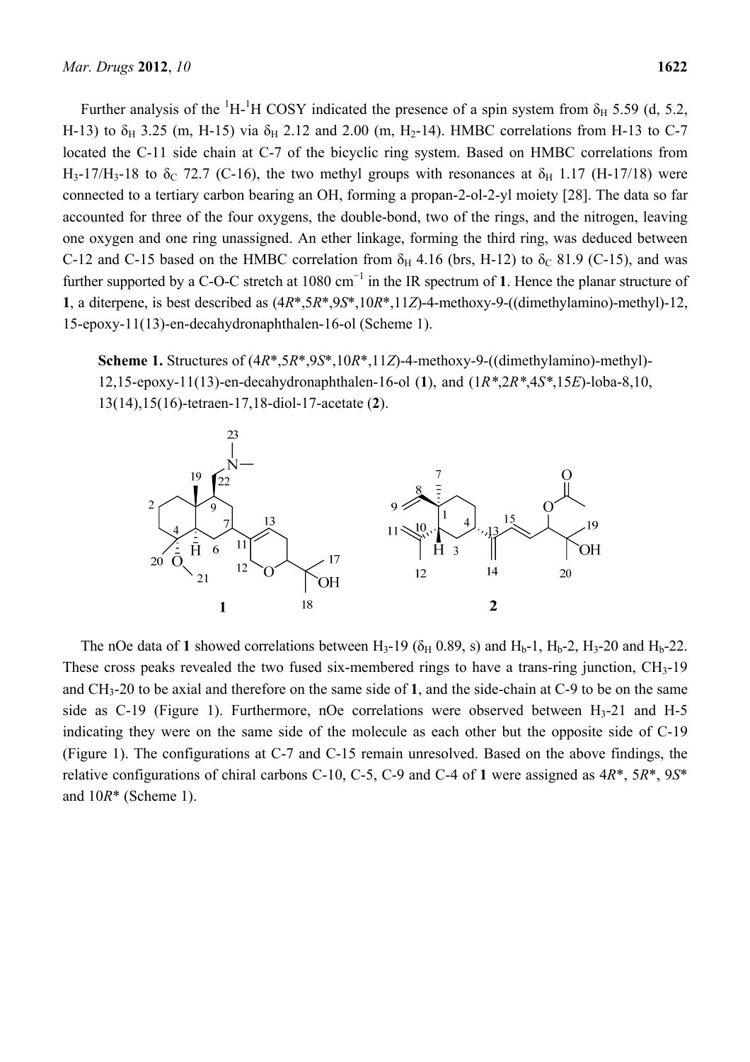Further analysis of the $^{1}H$-$^{1}H$ COSY indicated the presence of a spin system from $\delta_H$ 5.59 (d, 5.2, H-13) to $\delta_H$ 3.25 (m, H-15) via $\delta_H$ 2.12 and 2.00 (m, $H_2$-14). HMBC correlations from H-13 to C-7 located the C-11 side chain at C-7 of the bicyclic ring system. Based on HMBC correlations from $H_3$-17/$H_3$-18 to $\delta_C$ 72.7 (C-16), the two methyl groups with resonances at $\delta_H$ 1.17 (H-17/18) were connected to a tertiary carbon bearing an OH, forming a propan-2-ol-2-yl moiety [28]. The data so far accounted for three of the four oxygens, the double-bond, two of the rings, and the nitrogen, leaving one oxygen and one ring unassigned. An ether linkage, forming the third ring, was deduced between C-12 and C-15 based on the HMBC correlation from $\delta_H$ 4.16 (brs, H-12) to $\delta_C$ 81.9 (C-15), and was further supported by a C-O-C stretch at 1080 $cm^{-1}$ in the IR spectrum of **1**. Hence the planar structure of **1**, a diterpene, is best described as (4*R*\*,5*R*\*,9*S*\*,10*R*\*,11*Z*)-4-methoxy-9-((dimethylamino)-methyl)-12, 15-epoxy-11(13)-en-decahydronaphthalen-16-ol (Scheme 1).

**Scheme 1.** Structures of (4*R*\*,5*R*\*,9*S*\*,10*R*\*,11*Z*)-4-methoxy-9-((dimethylamino)-methyl)-12,15-epoxy-11(13)-en-decahydronaphthalen-16-ol (**1**), and (1*R*\*,2*R*\*,4*S*\*,15*E*)-loba-8,10, 13(14),15(16)-tetraen-17,18-diol-17-acetate (**2**).

The nOe data of **1** showed correlations between $H_3$-19 ($\delta_H$ 0.89, s) and $H_b$-1, $H_b$-2, $H_3$-20 and $H_b$-22. These cross peaks revealed the two fused six-membered rings to have a trans-ring junction, $CH_3$-19 and $CH_3$-20 to be axial and therefore on the same side of **1**, and the side-chain at C-9 to be on the same side as C-19 (Figure 1). Furthermore, nOe correlations were observed between $H_3$-21 and H-5 indicating they were on the same side of the molecule as each other but the opposite side of C-19 (Figure 1). The configurations at C-7 and C-15 remain unresolved. Based on the above findings, the relative configurations of chiral carbons C-10, C-5, C-9 and C-4 of **1** were assigned as 4*R*\*, 5*R*\*, 9*S*\* and 10*R*\* (Scheme 1).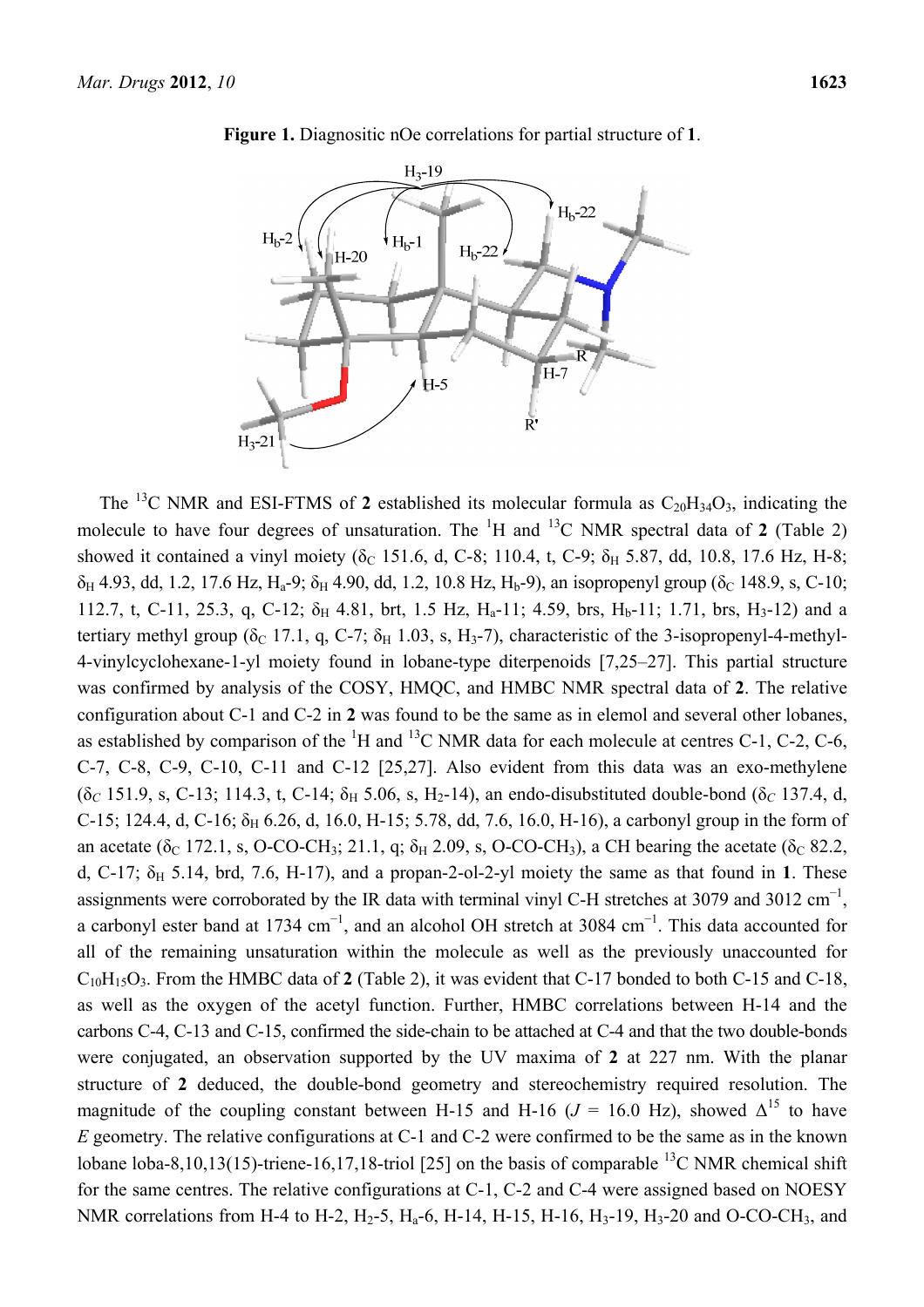**Figure 1.** Diagnositic nOe correlations for partial structure of **1**.

The [13]C NMR and ESI-FTMS of **2** established its molecular formula as $C_{20}H_{34}O_3$, indicating the molecule to have four degrees of unsaturation. The [1]H and [13]C NMR spectral data of **2** (Table 2) showed it contained a vinyl moiety ($\delta_C$ 151.6, d, C-8; 110.4, t, C-9; $\delta_H$ 5.87, dd, 10.8, 17.6 Hz, H-8; $\delta_H$ 4.93, dd, 1.2, 17.6 Hz, $H_a$-9; $\delta_H$ 4.90, dd, 1.2, 10.8 Hz, $H_b$-9), an isopropenyl group ($\delta_C$ 148.9, s, C-10; 112.7, t, C-11, 25.3, q, C-12; $\delta_H$ 4.81, brt, 1.5 Hz, $H_a$-11; 4.59, brs, $H_b$-11; 1.71, brs, $H_3$-12) and a tertiary methyl group ($\delta_C$ 17.1, q, C-7; $\delta_H$ 1.03, s, $H_3$-7), characteristic of the 3-isopropenyl-4-methyl-4-vinylcyclohexane-1-yl moiety found in lobane-type diterpenoids [7,25–27]. This partial structure was confirmed by analysis of the COSY, HMQC, and HMBC NMR spectral data of **2**. The relative configuration about C-1 and C-2 in **2** was found to be the same as in elemol and several other lobanes, as established by comparison of the [1]H and [13]C NMR data for each molecule at centres C-1, C-2, C-6, C-7, C-8, C-9, C-10, C-11 and C-12 [25,27]. Also evident from this data was an exo-methylene ($\delta_C$ 151.9, s, C-13; 114.3, t, C-14; $\delta_H$ 5.06, s, $H_2$-14), an endo-disubstituted double-bond ($\delta_C$ 137.4, d, C-15; 124.4, d, C-16; $\delta_H$ 6.26, d, 16.0, H-15; 5.78, dd, 7.6, 16.0, H-16), a carbonyl group in the form of an acetate ($\delta_C$ 172.1, s, O-CO-$CH_3$; 21.1, q; $\delta_H$ 2.09, s, O-CO-$CH_3$), a CH bearing the acetate ($\delta_C$ 82.2, d, C-17; $\delta_H$ 5.14, brd, 7.6, H-17), and a propan-2-ol-2-yl moiety the same as that found in **1**. These assignments were corroborated by the IR data with terminal vinyl C-H stretches at 3079 and 3012 $cm^{-1}$, a carbonyl ester band at 1734 $cm^{-1}$, and an alcohol OH stretch at 3084 $cm^{-1}$. This data accounted for all of the remaining unsaturation within the molecule as well as the previously unaccounted for $C_{10}H_{15}O_3$. From the HMBC data of **2** (Table 2), it was evident that C-17 bonded to both C-15 and C-18, as well as the oxygen of the acetyl function. Further, HMBC correlations between H-14 and the carbons C-4, C-13 and C-15, confirmed the side-chain to be attached at C-4 and that the two double-bonds were conjugated, an observation supported by the UV maxima of **2** at 227 nm. With the planar structure of **2** deduced, the double-bond geometry and stereochemistry required resolution. The magnitude of the coupling constant between H-15 and H-16 ($J$ = 16.0 Hz), showed $\Delta^{15}$ to have *E* geometry. The relative configurations at C-1 and C-2 were confirmed to be the same as in the known lobane loba-8,10,13(15)-triene-16,17,18-triol [25] on the basis of comparable [13]C NMR chemical shift for the same centres. The relative configurations at C-1, C-2 and C-4 were assigned based on NOESY NMR correlations from H-4 to H-2, $H_2$-5, $H_a$-6, H-14, H-15, H-16, $H_3$-19, $H_3$-20 and O-CO-$CH_3$, and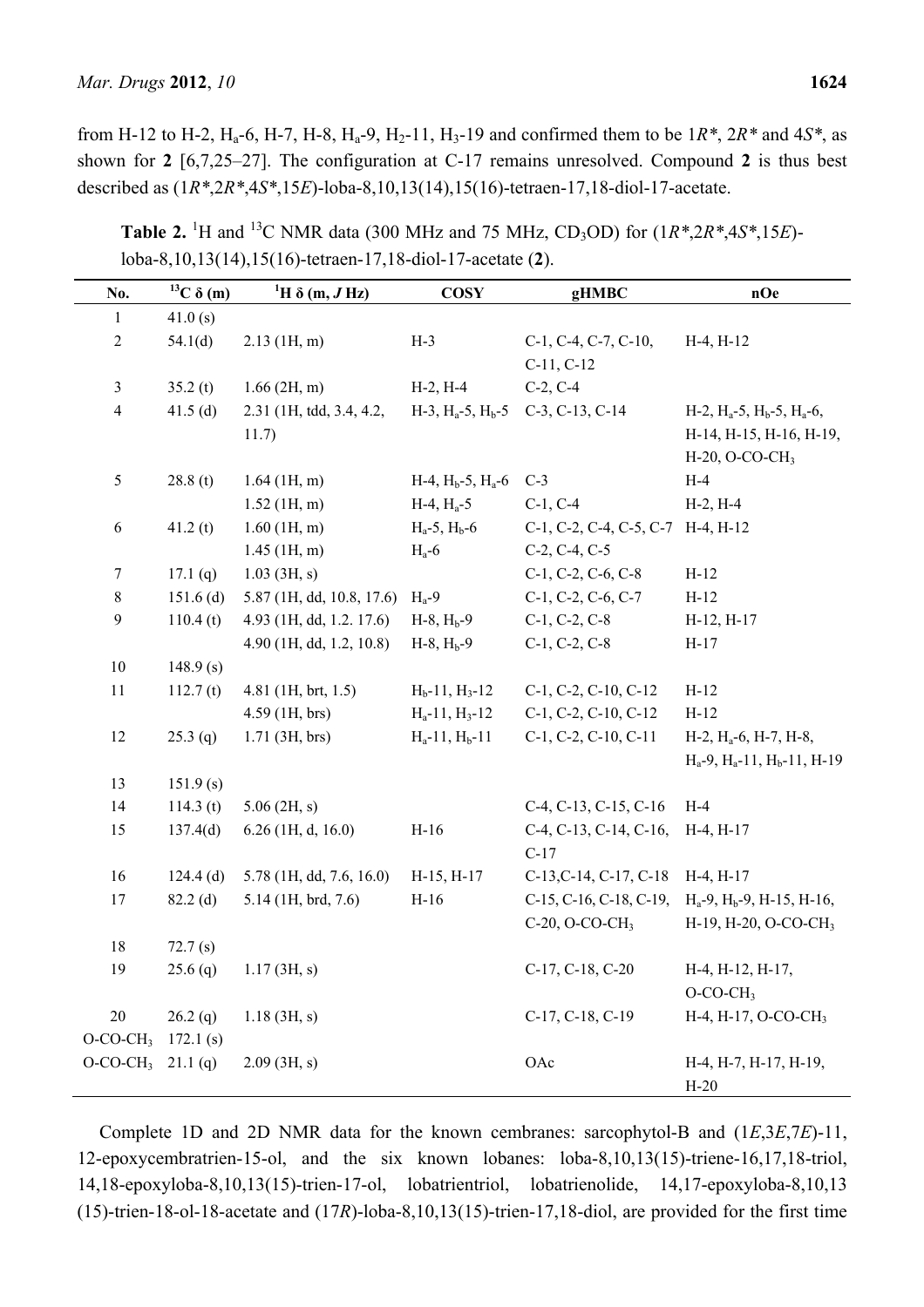from H-12 to H-2, $H_a$-6, H-7, H-8, $H_a$-9, $H_2$-11, $H_3$-19 and confirmed them to be 1*R**, 2*R** and 4*S**, as shown for **2** [6,7,25–27]. The configuration at C-17 remains unresolved. Compound **2** is thus best described as (1*R**,2*R**,4*S**,15*E*)-loba-8,10,13(14),15(16)-tetraen-17,18-diol-17-acetate.

**Table 2.** $^{1}$H and $^{13}$C NMR data (300 MHz and 75 MHz, $CD_3OD$) for (1*R**,2*R**,4*S**,15*E*)-loba-8,10,13(14),15(16)-tetraen-17,18-diol-17-acetate (**2**).

| No. | $^{13}$C δ (m) | $^{1}$H δ (m, *J* Hz) | COSY | gHMBC | nOe |
|---|---|---|---|---|---|
| 1 | 41.0 (s) | | | | |
| 2 | 54.1(d) | 2.13 (1H, m) | H-3 | C-1, C-4, C-7, C-10, C-11, C-12 | H-4, H-12 |
| 3 | 35.2 (t) | 1.66 (2H, m) | H-2, H-4 | C-2, C-4 | |
| 4 | 41.5 (d) | 2.31 (1H, tdd, 3.4, 4.2, 11.7) | H-3, $H_a$-5, $H_b$-5 | C-3, C-13, C-14 | H-2, $H_a$-5, $H_b$-5, $H_a$-6, H-14, H-15, H-16, H-19, H-20, O-CO-$CH_3$ |
| 5 | 28.8 (t) | 1.64 (1H, m) | H-4, $H_b$-5, $H_a$-6 | C-3 | H-4 |
| | | 1.52 (1H, m) | H-4, $H_a$-5 | C-1, C-4 | H-2, H-4 |
| 6 | 41.2 (t) | 1.60 (1H, m) | $H_a$-5, $H_b$-6 | C-1, C-2, C-4, C-5, C-7 | H-4, H-12 |
| | | 1.45 (1H, m) | $H_a$-6 | C-2, C-4, C-5 | |
| 7 | 17.1 (q) | 1.03 (3H, s) | | C-1, C-2, C-6, C-8 | H-12 |
| 8 | 151.6 (d) | 5.87 (1H, dd, 10.8, 17.6) | $H_a$-9 | C-1, C-2, C-6, C-7 | H-12 |
| 9 | 110.4 (t) | 4.93 (1H, dd, 1.2. 17.6) | H-8, $H_b$-9 | C-1, C-2, C-8 | H-12, H-17 |
| | | 4.90 (1H, dd, 1.2, 10.8) | H-8, $H_b$-9 | C-1, C-2, C-8 | H-17 |
| 10 | 148.9 (s) | | | | |
| 11 | 112.7 (t) | 4.81 (1H, brt, 1.5) | $H_b$-11, $H_3$-12 | C-1, C-2, C-10, C-12 | H-12 |
| | | 4.59 (1H, brs) | $H_a$-11, $H_3$-12 | C-1, C-2, C-10, C-12 | H-12 |
| 12 | 25.3 (q) | 1.71 (3H, brs) | $H_a$-11, $H_b$-11 | C-1, C-2, C-10, C-11 | H-2, $H_a$-6, H-7, H-8, $H_a$-9, $H_a$-11, $H_b$-11, H-19 |
| 13 | 151.9 (s) | | | | |
| 14 | 114.3 (t) | 5.06 (2H, s) | | C-4, C-13, C-15, C-16 | H-4 |
| 15 | 137.4(d) | 6.26 (1H, d, 16.0) | H-16 | C-4, C-13, C-14, C-16, C-17 | H-4, H-17 |
| 16 | 124.4 (d) | 5.78 (1H, dd, 7.6, 16.0) | H-15, H-17 | C-13,C-14, C-17, C-18 | H-4, H-17 |
| 17 | 82.2 (d) | 5.14 (1H, brd, 7.6) | H-16 | C-15, C-16, C-18, C-19, C-20, O-CO-$CH_3$ | $H_a$-9, $H_b$-9, H-15, H-16, H-19, H-20, O-CO-$CH_3$ |
| 18 | 72.7 (s) | | | | |
| 19 | 25.6 (q) | 1.17 (3H, s) | | C-17, C-18, C-20 | H-4, H-12, H-17, O-CO-$CH_3$ |
| 20 | 26.2 (q) | 1.18 (3H, s) | | C-17, C-18, C-19 | H-4, H-17, O-CO-$CH_3$ |
| O-CO-$CH_3$ | 172.1 (s) | | | | |
| O-CO-$CH_3$ | 21.1 (q) | 2.09 (3H, s) | | OAc | H-4, H-7, H-17, H-19, H-20 |

Complete 1D and 2D NMR data for the known cembranes: sarcophytol-B and (1*E*,3*E*,7*E*)-11, 12-epoxycembratrien-15-ol, and the six known lobanes: loba-8,10,13(15)-triene-16,17,18-triol, 14,18-epoxyloba-8,10,13(15)-trien-17-ol, lobatrientriol, lobatrienolide, 14,17-epoxyloba-8,10,13 (15)-trien-18-ol-18-acetate and (17*R*)-loba-8,10,13(15)-trien-17,18-diol, are provided for the first time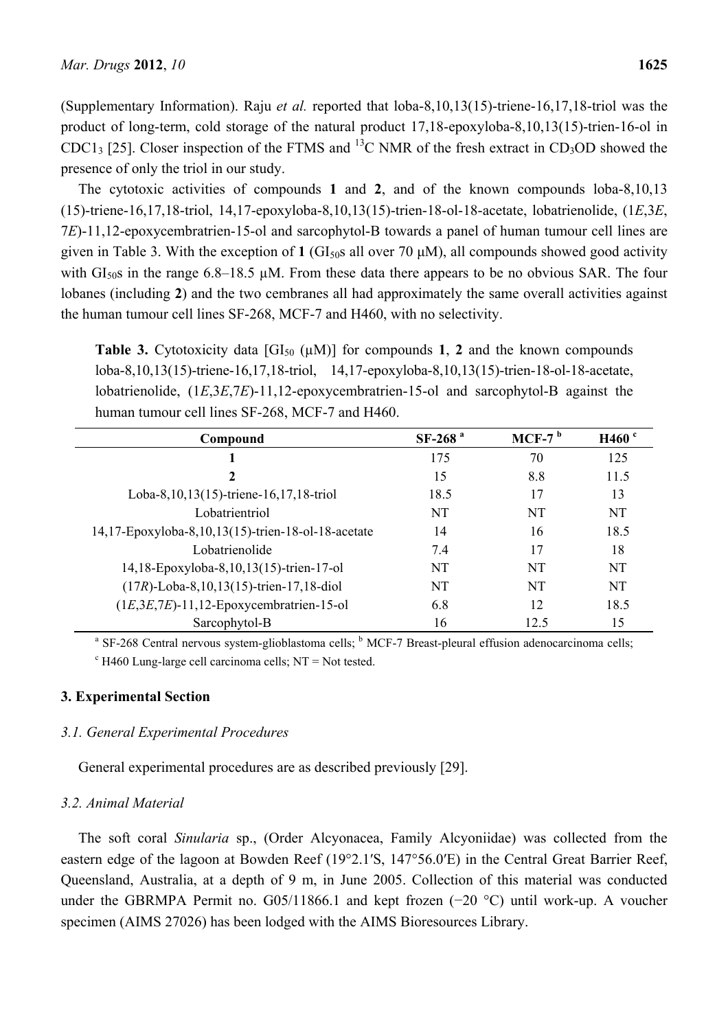(Supplementary Information). Raju *et al.* reported that loba-8,10,13(15)-triene-16,17,18-triol was the product of long-term, cold storage of the natural product 17,18-epoxyloba-8,10,13(15)-trien-16-ol in $CDC1_3$ [25]. Closer inspection of the FTMS and $^{13}C$ NMR of the fresh extract in $CD_3OD$ showed the presence of only the triol in our study.

The cytotoxic activities of compounds **1** and **2**, and of the known compounds loba-8,10,13(15)-triene-16,17,18-triol, 14,17-epoxyloba-8,10,13(15)-trien-18-ol-18-acetate, lobatrienolide, (1*E*,3*E*,7*E*)-11,12-epoxycembratrien-15-ol and sarcophytol-B towards a panel of human tumour cell lines are given in Table 3. With the exception of **1** ($GI_{50}$s all over 70 μM), all compounds showed good activity with $GI_{50}$s in the range 6.8–18.5 μM. From these data there appears to be no obvious SAR. The four lobanes (including **2**) and the two cembranes all had approximately the same overall activities against the human tumour cell lines SF-268, MCF-7 and H460, with no selectivity.

**Table 3.** Cytotoxicity data [$GI_{50}$ (μM)] for compounds **1**, **2** and the known compounds loba-8,10,13(15)-triene-16,17,18-triol, 14,17-epoxyloba-8,10,13(15)-trien-18-ol-18-acetate, lobatrienolide, (1*E*,3*E*,7*E*)-11,12-epoxycembratrien-15-ol and sarcophytol-B against the human tumour cell lines SF-268, MCF-7 and H460.

| Compound | SF-268 [a] | MCF-7 [b] | H460 [c] |
|---|---|---|---|
| **1** | 175 | 70 | 125 |
| **2** | 15 | 8.8 | 11.5 |
| Loba-8,10,13(15)-triene-16,17,18-triol | 18.5 | 17 | 13 |
| Lobatrientriol | NT | NT | NT |
| 14,17-Epoxyloba-8,10,13(15)-trien-18-ol-18-acetate | 14 | 16 | 18.5 |
| Lobatrienolide | 7.4 | 17 | 18 |
| 14,18-Epoxyloba-8,10,13(15)-trien-17-ol | NT | NT | NT |
| (17*R*)-Loba-8,10,13(15)-trien-17,18-diol | NT | NT | NT |
| (1*E*,3*E*,7*E*)-11,12-Epoxycembratrien-15-ol | 6.8 | 12 | 18.5 |
| Sarcophytol-B | 16 | 12.5 | 15 |

[a] SF-268 Central nervous system-glioblastoma cells; [b] MCF-7 Breast-pleural effusion adenocarcinoma cells; [c] H460 Lung-large cell carcinoma cells; NT = Not tested.

## 3. Experimental Section

### *3.1. General Experimental Procedures*

General experimental procedures are as described previously [29].

### *3.2. Animal Material*

The soft coral *Sinularia* sp., (Order Alcyonacea, Family Alcyoniidae) was collected from the eastern edge of the lagoon at Bowden Reef (19°2.1′S, 147°56.0′E) in the Central Great Barrier Reef, Queensland, Australia, at a depth of 9 m, in June 2005. Collection of this material was conducted under the GBRMPA Permit no. G05/11866.1 and kept frozen (−20 °C) until work-up. A voucher specimen (AIMS 27026) has been lodged with the AIMS Bioresources Library.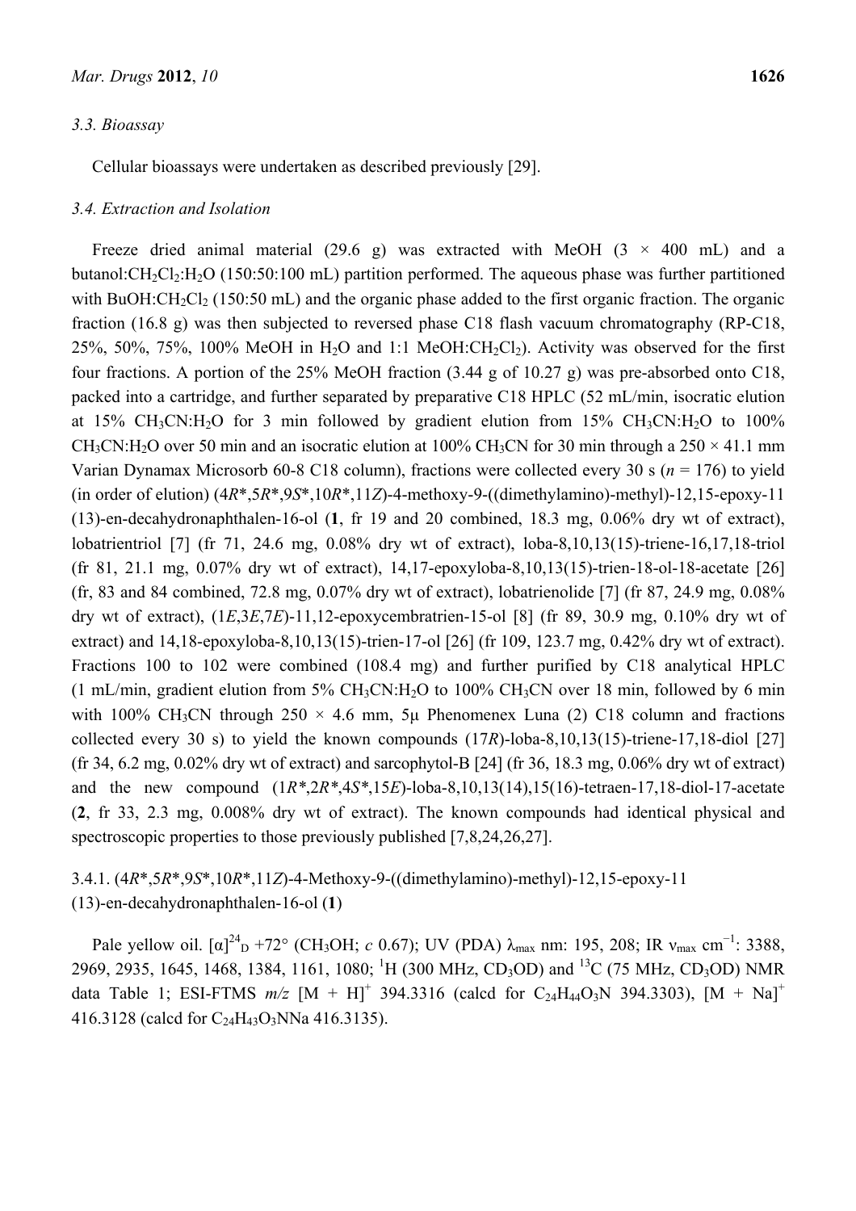### 3.3. Bioassay

Cellular bioassays were undertaken as described previously [29].

### 3.4. Extraction and Isolation

Freeze dried animal material (29.6 g) was extracted with MeOH (3 × 400 mL) and a butanol:$CH_2Cl_2$:$H_2O$ (150:50:100 mL) partition performed. The aqueous phase was further partitioned with BuOH:$CH_2Cl_2$ (150:50 mL) and the organic phase added to the first organic fraction. The organic fraction (16.8 g) was then subjected to reversed phase C18 flash vacuum chromatography (RP-C18, 25%, 50%, 75%, 100% MeOH in $H_2O$ and 1:1 MeOH:$CH_2Cl_2$). Activity was observed for the first four fractions. A portion of the 25% MeOH fraction (3.44 g of 10.27 g) was pre-absorbed onto C18, packed into a cartridge, and further separated by preparative C18 HPLC (52 mL/min, isocratic elution at 15% $CH_3CN$:$H_2O$ for 3 min followed by gradient elution from 15% $CH_3CN$:$H_2O$ to 100% $CH_3CN$:$H_2O$ over 50 min and an isocratic elution at 100% $CH_3CN$ for 30 min through a 250 × 41.1 mm Varian Dynamax Microsorb 60-8 C18 column), fractions were collected every 30 s ($n$ = 176) to yield (in order of elution) (4*R**,5*R**,9*S**,10*R**,11*Z*)-4-methoxy-9-((dimethylamino)-methyl)-12,15-epoxy-11(13)-en-decahydronaphthalen-16-ol (**1**, fr 19 and 20 combined, 18.3 mg, 0.06% dry wt of extract), lobatrientriol [7] (fr 71, 24.6 mg, 0.08% dry wt of extract), loba-8,10,13(15)-triene-16,17,18-triol (fr 81, 21.1 mg, 0.07% dry wt of extract), 14,17-epoxyloba-8,10,13(15)-trien-18-ol-18-acetate [26] (fr, 83 and 84 combined, 72.8 mg, 0.07% dry wt of extract), lobatrienolide [7] (fr 87, 24.9 mg, 0.08% dry wt of extract), (1*E*,3*E*,7*E*)-11,12-epoxycembratrien-15-ol [8] (fr 89, 30.9 mg, 0.10% dry wt of extract) and 14,18-epoxyloba-8,10,13(15)-trien-17-ol [26] (fr 109, 123.7 mg, 0.42% dry wt of extract). Fractions 100 to 102 were combined (108.4 mg) and further purified by C18 analytical HPLC (1 mL/min, gradient elution from 5% $CH_3CN$:$H_2O$ to 100% $CH_3CN$ over 18 min, followed by 6 min with 100% $CH_3CN$ through 250 × 4.6 mm, 5μ Phenomenex Luna (2) C18 column and fractions collected every 30 s) to yield the known compounds (17*R*)-loba-8,10,13(15)-triene-17,18-diol [27] (fr 34, 6.2 mg, 0.02% dry wt of extract) and sarcophytol-B [24] (fr 36, 18.3 mg, 0.06% dry wt of extract) and the new compound (1*R**,2*R**,4*S**,15*E*)-loba-8,10,13(14),15(16)-tetraen-17,18-diol-17-acetate (**2**, fr 33, 2.3 mg, 0.008% dry wt of extract). The known compounds had identical physical and spectroscopic properties to those previously published [7,8,24,26,27].

#### 3.4.1. (4*R**,5*R**,9*S**,10*R**,11*Z*)-4-Methoxy-9-((dimethylamino)-methyl)-12,15-epoxy-11(13)-en-decahydronaphthalen-16-ol (**1**)

Pale yellow oil. $[\alpha]^{24}_{D}$ +72° ($CH_3OH$; $c$ 0.67); UV (PDA) $\lambda_{max}$ nm: 195, 208; IR $\nu_{max}$ $cm^{-1}$: 3388, 2969, 2935, 1645, 1468, 1384, 1161, 1080; $^1H$ (300 MHz, $CD_3OD$) and $^{13}C$ (75 MHz, $CD_3OD$) NMR data Table 1; ESI-FTMS $m/z$ $[M + H]^+$ 394.3316 (calcd for $C_{24}H_{44}O_3N$ 394.3303), $[M + Na]^+$ 416.3128 (calcd for $C_{24}H_{43}O_3NNa$ 416.3135).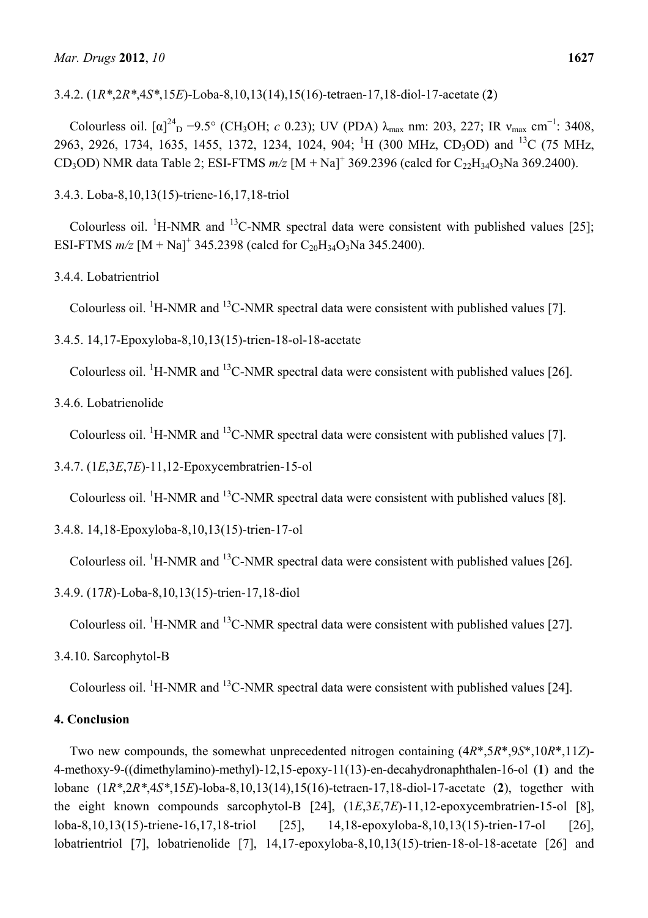#### 3.4.2. (1*R**,2*R**,4*S**,15*E*)-Loba-8,10,13(14),15(16)-tetraen-17,18-diol-17-acetate (**2**)

Colourless oil. $[\alpha]^{24}_{D}$ −9.5° ($CH_3OH$; *c* 0.23); UV (PDA) $\lambda_{max}$ nm: 203, 227; IR $\nu_{max}$ $cm^{-1}$: 3408, 2963, 2926, 1734, 1635, 1455, 1372, 1234, 1024, 904; $^{1}H$ (300 MHz, $CD_3OD$) and $^{13}C$ (75 MHz, $CD_3OD$) NMR data Table 2; ESI-FTMS *m/z* $[M + Na]^+$ 369.2396 (calcd for $C_{22}H_{34}O_3Na$ 369.2400).

#### 3.4.3. Loba-8,10,13(15)-triene-16,17,18-triol

Colourless oil. $^{1}H$-NMR and $^{13}C$-NMR spectral data were consistent with published values [25]; ESI-FTMS *m/z* $[M + Na]^+$ 345.2398 (calcd for $C_{20}H_{34}O_3Na$ 345.2400).

#### 3.4.4. Lobatrientriol

Colourless oil. $^{1}H$-NMR and $^{13}C$-NMR spectral data were consistent with published values [7].

#### 3.4.5. 14,17-Epoxyloba-8,10,13(15)-trien-18-ol-18-acetate

Colourless oil. $^{1}H$-NMR and $^{13}C$-NMR spectral data were consistent with published values [26].

#### 3.4.6. Lobatrienolide

Colourless oil. $^{1}H$-NMR and $^{13}C$-NMR spectral data were consistent with published values [7].

#### 3.4.7. (1*E*,3*E*,7*E*)-11,12-Epoxycembratrien-15-ol

Colourless oil. $^{1}H$-NMR and $^{13}C$-NMR spectral data were consistent with published values [8].

#### 3.4.8. 14,18-Epoxyloba-8,10,13(15)-trien-17-ol

Colourless oil. $^{1}H$-NMR and $^{13}C$-NMR spectral data were consistent with published values [26].

#### 3.4.9. (17*R*)-Loba-8,10,13(15)-trien-17,18-diol

Colourless oil. $^{1}H$-NMR and $^{13}C$-NMR spectral data were consistent with published values [27].

#### 3.4.10. Sarcophytol-B

Colourless oil. $^{1}H$-NMR and $^{13}C$-NMR spectral data were consistent with published values [24].

## 4. Conclusion

Two new compounds, the somewhat unprecedented nitrogen containing (4*R**,5*R**,9*S**,10*R**,11*Z*)-4-methoxy-9-((dimethylamino)-methyl)-12,15-epoxy-11(13)-en-decahydronaphthalen-16-ol (**1**) and the lobane (1*R**,2*R**,4*S**,15*E*)-loba-8,10,13(14),15(16)-tetraen-17,18-diol-17-acetate (**2**), together with the eight known compounds sarcophytol-B [24], (1*E*,3*E*,7*E*)-11,12-epoxycembratrien-15-ol [8], loba-8,10,13(15)-triene-16,17,18-triol [25], 14,18-epoxyloba-8,10,13(15)-trien-17-ol [26], lobatrientriol [7], lobatrienolide [7], 14,17-epoxyloba-8,10,13(15)-trien-18-ol-18-acetate [26] and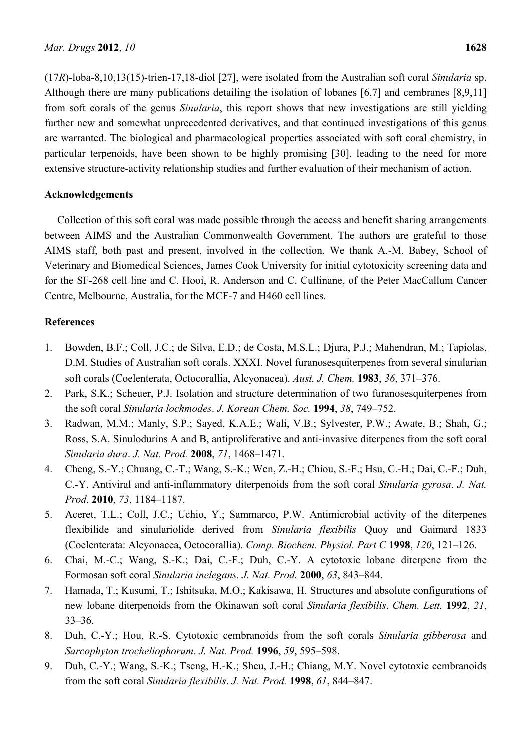(17*R*)-loba-8,10,13(15)-trien-17,18-diol [27], were isolated from the Australian soft coral *Sinularia* sp. Although there are many publications detailing the isolation of lobanes [6,7] and cembranes [8,9,11] from soft corals of the genus *Sinularia*, this report shows that new investigations are still yielding further new and somewhat unprecedented derivatives, and that continued investigations of this genus are warranted. The biological and pharmacological properties associated with soft coral chemistry, in particular terpenoids, have been shown to be highly promising [30], leading to the need for more extensive structure-activity relationship studies and further evaluation of their mechanism of action.

## Acknowledgements

Collection of this soft coral was made possible through the access and benefit sharing arrangements between AIMS and the Australian Commonwealth Government. The authors are grateful to those AIMS staff, both past and present, involved in the collection. We thank A.-M. Babey, School of Veterinary and Biomedical Sciences, James Cook University for initial cytotoxicity screening data and for the SF-268 cell line and C. Hooi, R. Anderson and C. Cullinane, of the Peter MacCallum Cancer Centre, Melbourne, Australia, for the MCF-7 and H460 cell lines.

## References

1. Bowden, B.F.; Coll, J.C.; de Silva, E.D.; de Costa, M.S.L.; Djura, P.J.; Mahendran, M.; Tapiolas, D.M. Studies of Australian soft corals. XXXI. Novel furanosesquiterpenes from several sinularian soft corals (Coelenterata, Octocorallia, Alcyonacea). *Aust. J. Chem.* **1983**, *36*, 371–376.
2. Park, S.K.; Scheuer, P.J. Isolation and structure determination of two furanosesquiterpenes from the soft coral *Sinularia lochmodes*. *J. Korean Chem. Soc.* **1994**, *38*, 749–752.
3. Radwan, M.M.; Manly, S.P.; Sayed, K.A.E.; Wali, V.B.; Sylvester, P.W.; Awate, B.; Shah, G.; Ross, S.A. Sinulodurins A and B, antiproliferative and anti-invasive diterpenes from the soft coral *Sinularia dura*. *J. Nat. Prod.* **2008**, *71*, 1468–1471.
4. Cheng, S.-Y.; Chuang, C.-T.; Wang, S.-K.; Wen, Z.-H.; Chiou, S.-F.; Hsu, C.-H.; Dai, C.-F.; Duh, C.-Y. Antiviral and anti-inflammatory diterpenoids from the soft coral *Sinularia gyrosa*. *J. Nat. Prod.* **2010**, *73*, 1184–1187.
5. Aceret, T.L.; Coll, J.C.; Uchio, Y.; Sammarco, P.W. Antimicrobial activity of the diterpenes flexibilide and sinulariolide derived from *Sinularia flexibilis* Quoy and Gaimard 1833 (Coelenterata: Alcyonacea, Octocorallia). *Comp. Biochem. Physiol. Part C* **1998**, *120*, 121–126.
6. Chai, M.-C.; Wang, S.-K.; Dai, C.-F.; Duh, C.-Y. A cytotoxic lobane diterpene from the Formosan soft coral *Sinularia inelegans. J. Nat. Prod.* **2000**, *63*, 843–844.
7. Hamada, T.; Kusumi, T.; Ishitsuka, M.O.; Kakisawa, H. Structures and absolute configurations of new lobane diterpenoids from the Okinawan soft coral *Sinularia flexibilis*. *Chem. Lett.* **1992**, *21*, 33–36.
8. Duh, C.-Y.; Hou, R.-S. Cytotoxic cembranoids from the soft corals *Sinularia gibberosa* and *Sarcophyton trocheliophorum*. *J. Nat. Prod.* **1996**, *59*, 595–598.
9. Duh, C.-Y.; Wang, S.-K.; Tseng, H.-K.; Sheu, J.-H.; Chiang, M.Y. Novel cytotoxic cembranoids from the soft coral *Sinularia flexibilis*. *J. Nat. Prod.* **1998**, *61*, 844–847.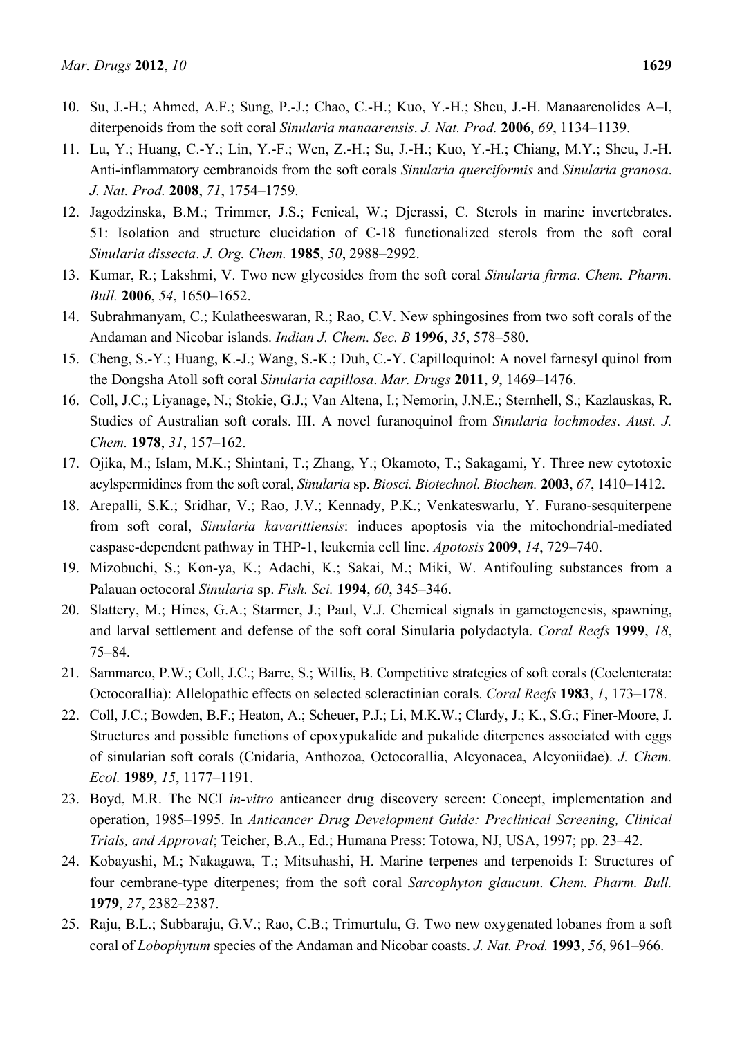10. Su, J.-H.; Ahmed, A.F.; Sung, P.-J.; Chao, C.-H.; Kuo, Y.-H.; Sheu, J.-H. Manaarenolides A–I, diterpenoids from the soft coral *Sinularia manaarensis*. *J. Nat. Prod.* **2006**, *69*, 1134–1139.
11. Lu, Y.; Huang, C.-Y.; Lin, Y.-F.; Wen, Z.-H.; Su, J.-H.; Kuo, Y.-H.; Chiang, M.Y.; Sheu, J.-H. Anti-inflammatory cembranoids from the soft corals *Sinularia querciformis* and *Sinularia granosa*. *J. Nat. Prod.* **2008**, *71*, 1754–1759.
12. Jagodzinska, B.M.; Trimmer, J.S.; Fenical, W.; Djerassi, C. Sterols in marine invertebrates. 51: Isolation and structure elucidation of C-18 functionalized sterols from the soft coral *Sinularia dissecta*. *J. Org. Chem.* **1985**, *50*, 2988–2992.
13. Kumar, R.; Lakshmi, V. Two new glycosides from the soft coral *Sinularia firma*. *Chem. Pharm. Bull.* **2006**, *54*, 1650–1652.
14. Subrahmanyam, C.; Kulatheeswaran, R.; Rao, C.V. New sphingosines from two soft corals of the Andaman and Nicobar islands. *Indian J. Chem. Sec. B* **1996**, *35*, 578–580.
15. Cheng, S.-Y.; Huang, K.-J.; Wang, S.-K.; Duh, C.-Y. Capilloquinol: A novel farnesyl quinol from the Dongsha Atoll soft coral *Sinularia capillosa*. *Mar. Drugs* **2011**, *9*, 1469–1476.
16. Coll, J.C.; Liyanage, N.; Stokie, G.J.; Van Altena, I.; Nemorin, J.N.E.; Sternhell, S.; Kazlauskas, R. Studies of Australian soft corals. III. A novel furanoquinol from *Sinularia lochmodes*. *Aust. J. Chem.* **1978**, *31*, 157–162.
17. Ojika, M.; Islam, M.K.; Shintani, T.; Zhang, Y.; Okamoto, T.; Sakagami, Y. Three new cytotoxic acylspermidines from the soft coral, *Sinularia* sp. *Biosci. Biotechnol. Biochem.* **2003**, *67*, 1410–1412.
18. Arepalli, S.K.; Sridhar, V.; Rao, J.V.; Kennady, P.K.; Venkateswarlu, Y. Furano-sesquiterpene from soft coral, *Sinularia kavarittiensis*: induces apoptosis via the mitochondrial-mediated caspase-dependent pathway in THP-1, leukemia cell line. *Apotosis* **2009**, *14*, 729–740.
19. Mizobuchi, S.; Kon-ya, K.; Adachi, K.; Sakai, M.; Miki, W. Antifouling substances from a Palauan octocoral *Sinularia* sp. *Fish. Sci.* **1994**, *60*, 345–346.
20. Slattery, M.; Hines, G.A.; Starmer, J.; Paul, V.J. Chemical signals in gametogenesis, spawning, and larval settlement and defense of the soft coral Sinularia polydactyla. *Coral Reefs* **1999**, *18*, 75–84.
21. Sammarco, P.W.; Coll, J.C.; Barre, S.; Willis, B. Competitive strategies of soft corals (Coelenterata: Octocorallia): Allelopathic effects on selected scleractinian corals. *Coral Reefs* **1983**, *1*, 173–178.
22. Coll, J.C.; Bowden, B.F.; Heaton, A.; Scheuer, P.J.; Li, M.K.W.; Clardy, J.; K., S.G.; Finer-Moore, J. Structures and possible functions of epoxypukalide and pukalide diterpenes associated with eggs of sinularian soft corals (Cnidaria, Anthozoa, Octocorallia, Alcyonacea, Alcyoniidae). *J. Chem. Ecol.* **1989**, *15*, 1177–1191.
23. Boyd, M.R. The NCI *in-vitro* anticancer drug discovery screen: Concept, implementation and operation, 1985–1995. In *Anticancer Drug Development Guide: Preclinical Screening, Clinical Trials, and Approval*; Teicher, B.A., Ed.; Humana Press: Totowa, NJ, USA, 1997; pp. 23–42.
24. Kobayashi, M.; Nakagawa, T.; Mitsuhashi, H. Marine terpenes and terpenoids I: Structures of four cembrane-type diterpenes; from the soft coral *Sarcophyton glaucum*. *Chem. Pharm. Bull.* **1979**, *27*, 2382–2387.
25. Raju, B.L.; Subbaraju, G.V.; Rao, C.B.; Trimurtulu, G. Two new oxygenated lobanes from a soft coral of *Lobophytum* species of the Andaman and Nicobar coasts. *J. Nat. Prod.* **1993**, *56*, 961–966.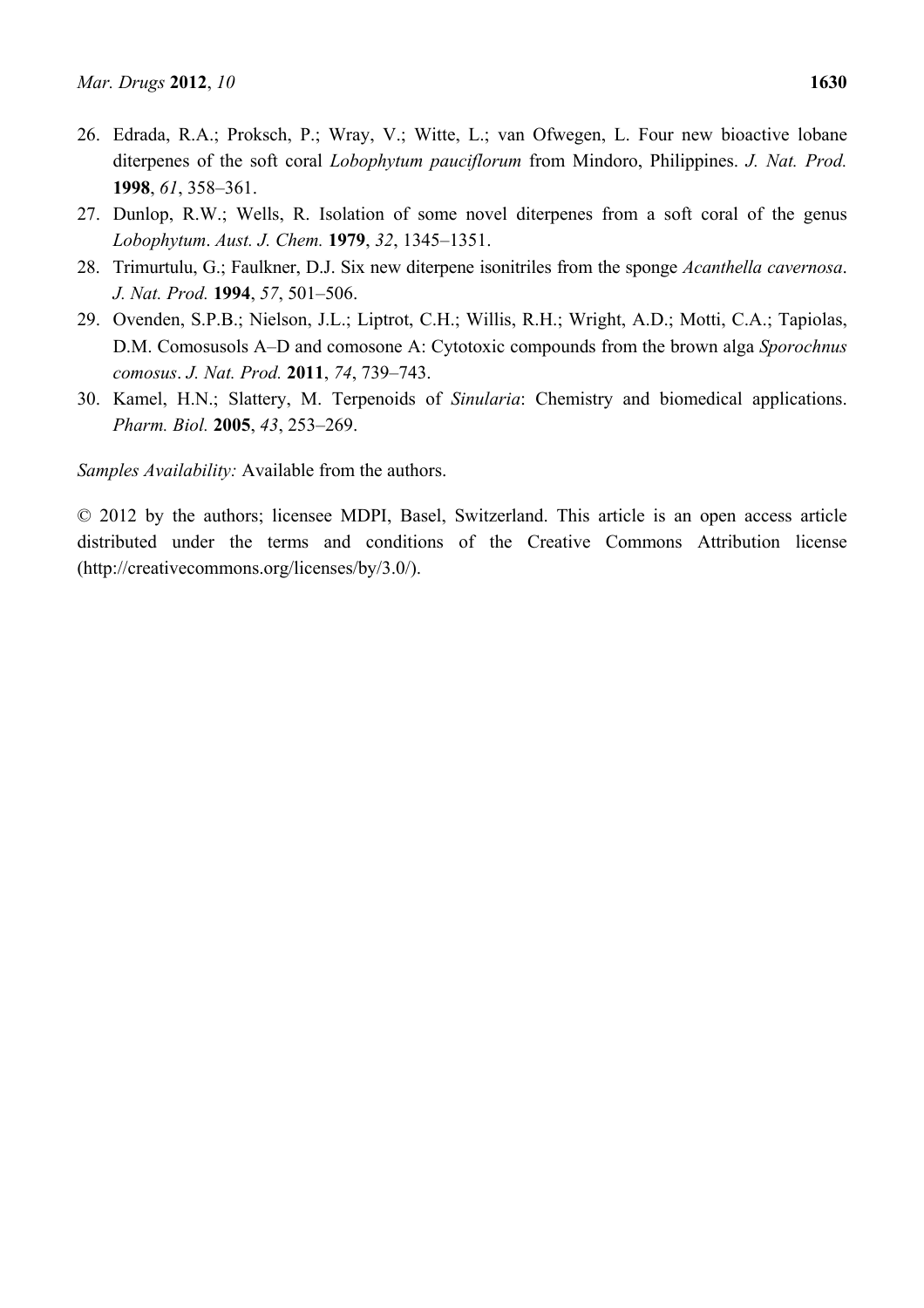26. Edrada, R.A.; Proksch, P.; Wray, V.; Witte, L.; van Ofwegen, L. Four new bioactive lobane diterpenes of the soft coral *Lobophytum pauciflorum* from Mindoro, Philippines. *J. Nat. Prod.* **1998**, *61*, 358–361.
27. Dunlop, R.W.; Wells, R. Isolation of some novel diterpenes from a soft coral of the genus *Lobophytum*. *Aust. J. Chem.* **1979**, *32*, 1345–1351.
28. Trimurtulu, G.; Faulkner, D.J. Six new diterpene isonitriles from the sponge *Acanthella cavernosa*. *J. Nat. Prod.* **1994**, *57*, 501–506.
29. Ovenden, S.P.B.; Nielson, J.L.; Liptrot, C.H.; Willis, R.H.; Wright, A.D.; Motti, C.A.; Tapiolas, D.M. Comosusols A–D and comosone A: Cytotoxic compounds from the brown alga *Sporochnus comosus*. *J. Nat. Prod.* **2011**, *74*, 739–743.
30. Kamel, H.N.; Slattery, M. Terpenoids of *Sinularia*: Chemistry and biomedical applications. *Pharm. Biol.* **2005**, *43*, 253–269.

*Samples Availability:* Available from the authors.

© 2012 by the authors; licensee MDPI, Basel, Switzerland. This article is an open access article distributed under the terms and conditions of the Creative Commons Attribution license (http://creativecommons.org/licenses/by/3.0/).